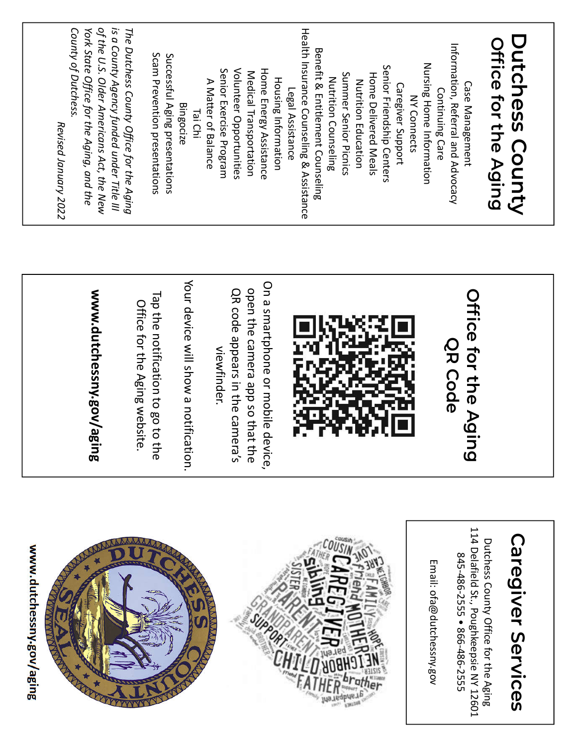# Dutchess County Office for the Aging

Case Management
Information, Referral and Advocacy
Continuing Care
Nursing Home Information
NY Connects
Caregiver Support
Senior Friendship Centers
Home Delivered Meals
Nutrition Education
Summer Senior Picnics
Nutrition Counseling
Benefit & Entitlement Counseling
Health Insurance Counseling & Assistance
Legal Assistance
Housing Information
Home Energy Assistance
Medical Transportation
Volunteer Opportunities
Senior Exercise Program
A Matter of Balance
Tai Chi
Bingocize
Successful Aging presentations
Scam Prevention presentations

*The Dutchess County Office for the Aging is a County Agency funded under Title III of the U.S. Older Americans Act, the New York State Office for the Aging, and the County of Dutchess.*

*Revised January 2022*

# Office for the Aging QR Code

On a smartphone or mobile device, open the camera app so that the QR code appears in the camera's viewfinder.

Your device will show a notification.

Tap the notification to go to the Office for the Aging website.

**www.dutchessny.gov/aging**

# Caregiver Services

Dutchess County Office for the Aging
114 Delafield St., Poughkeepsie NY 12601
845-486-2555 • 866-486-2555

Email: ofa@dutchessny.gov

**www.dutchessny.gov/aging**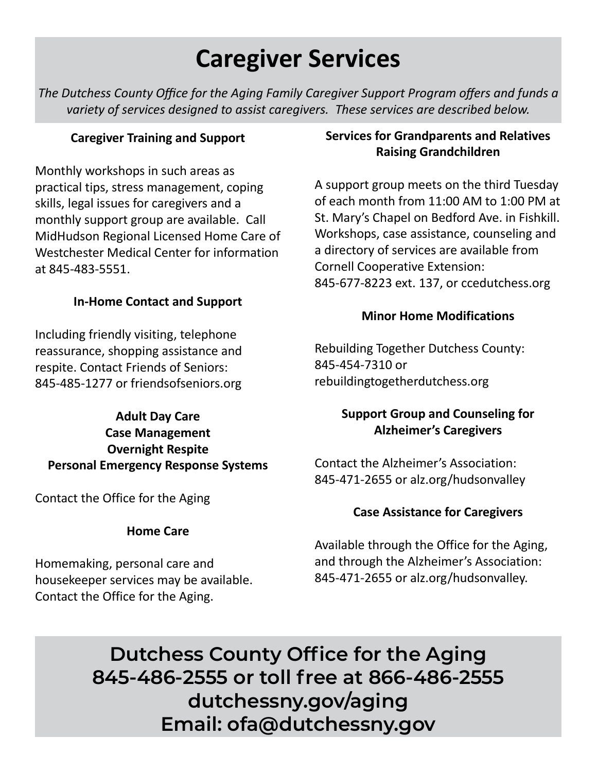# Caregiver Services

*The Dutchess County Office for the Aging Family Caregiver Support Program offers and funds a variety of services designed to assist caregivers. These services are described below.*

### Caregiver Training and Support

Monthly workshops in such areas as practical tips, stress management, coping skills, legal issues for caregivers and a monthly support group are available. Call MidHudson Regional Licensed Home Care of Westchester Medical Center for information at 845-483-5551.

### In-Home Contact and Support

Including friendly visiting, telephone reassurance, shopping assistance and respite. Contact Friends of Seniors: 845-485-1277 or friendsofseniors.org

### Adult Day Care
### Case Management
### Overnight Respite
### Personal Emergency Response Systems

Contact the Office for the Aging

### Home Care

Homemaking, personal care and housekeeper services may be available. Contact the Office for the Aging.

### Services for Grandparents and Relatives Raising Grandchildren

A support group meets on the third Tuesday of each month from 11:00 AM to 1:00 PM at St. Mary's Chapel on Bedford Ave. in Fishkill. Workshops, case assistance, counseling and a directory of services are available from Cornell Cooperative Extension:
845-677-8223 ext. 137, or ccedutchess.org

### Minor Home Modifications

Rebuilding Together Dutchess County:
845-454-7310 or
rebuildingtogetherdutchess.org

### Support Group and Counseling for Alzheimer's Caregivers

Contact the Alzheimer's Association:
845-471-2655 or alz.org/hudsonvalley

### Case Assistance for Caregivers

Available through the Office for the Aging, and through the Alzheimer's Association: 845-471-2655 or alz.org/hudsonvalley.

## Dutchess County Office for the Aging
## 845-486-2555 or toll free at 866-486-2555
## dutchessny.gov/aging
## Email: ofa@dutchessny.gov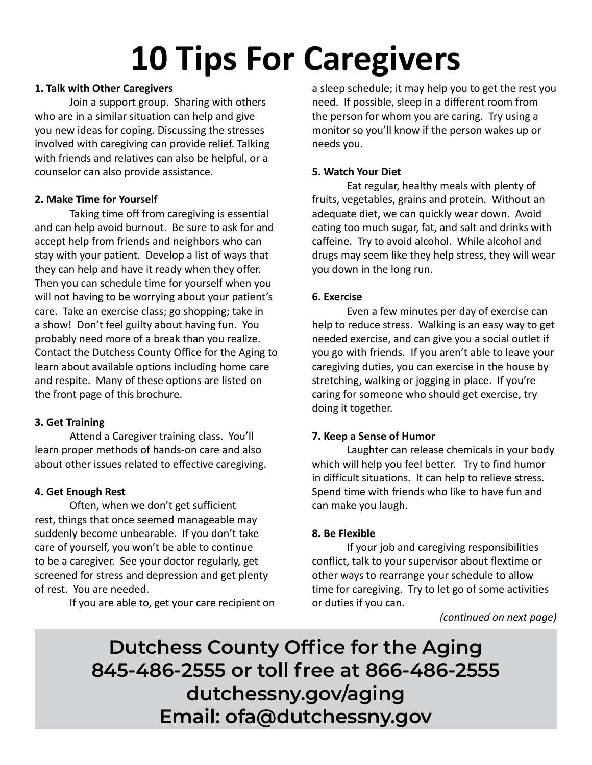# 10 Tips For Caregivers

**1. Talk with Other Caregivers**

Join a support group. Sharing with others who are in a similar situation can help and give you new ideas for coping. Discussing the stresses involved with caregiving can provide relief. Talking with friends and relatives can also be helpful, or a counselor can also provide assistance.

**2. Make Time for Yourself**

Taking time off from caregiving is essential and can help avoid burnout. Be sure to ask for and accept help from friends and neighbors who can stay with your patient. Develop a list of ways that they can help and have it ready when they offer. Then you can schedule time for yourself when you will not having to be worrying about your patient's care. Take an exercise class; go shopping; take in a show! Don't feel guilty about having fun. You probably need more of a break than you realize. Contact the Dutchess County Office for the Aging to learn about available options including home care and respite. Many of these options are listed on the front page of this brochure.

**3. Get Training**

Attend a Caregiver training class. You'll learn proper methods of hands-on care and also about other issues related to effective caregiving.

**4. Get Enough Rest**

Often, when we don't get sufficient rest, things that once seemed manageable may suddenly become unbearable. If you don't take care of yourself, you won't be able to continue to be a caregiver. See your doctor regularly, get screened for stress and depression and get plenty of rest. You are needed.

If you are able to, get your care recipient on a sleep schedule; it may help you to get the rest you need. If possible, sleep in a different room from the person for whom you are caring. Try using a monitor so you'll know if the person wakes up or needs you.

**5. Watch Your Diet**

Eat regular, healthy meals with plenty of fruits, vegetables, grains and protein. Without an adequate diet, we can quickly wear down. Avoid eating too much sugar, fat, and salt and drinks with caffeine. Try to avoid alcohol. While alcohol and drugs may seem like they help stress, they will wear you down in the long run.

**6. Exercise**

Even a few minutes per day of exercise can help to reduce stress. Walking is an easy way to get needed exercise, and can give you a social outlet if you go with friends. If you aren't able to leave your caregiving duties, you can exercise in the house by stretching, walking or jogging in place. If you're caring for someone who should get exercise, try doing it together.

**7. Keep a Sense of Humor**

Laughter can release chemicals in your body which will help you feel better. Try to find humor in difficult situations. It can help to relieve stress. Spend time with friends who like to have fun and can make you laugh.

**8. Be Flexible**

If your job and caregiving responsibilities conflict, talk to your supervisor about flextime or other ways to rearrange your schedule to allow time for caregiving. Try to let go of some activities or duties if you can.

*(continued on next page)*

**Dutchess County Office for the Aging**
**845-486-2555 or toll free at 866-486-2555**
**dutchessny.gov/aging**
**Email: ofa@dutchessny.gov**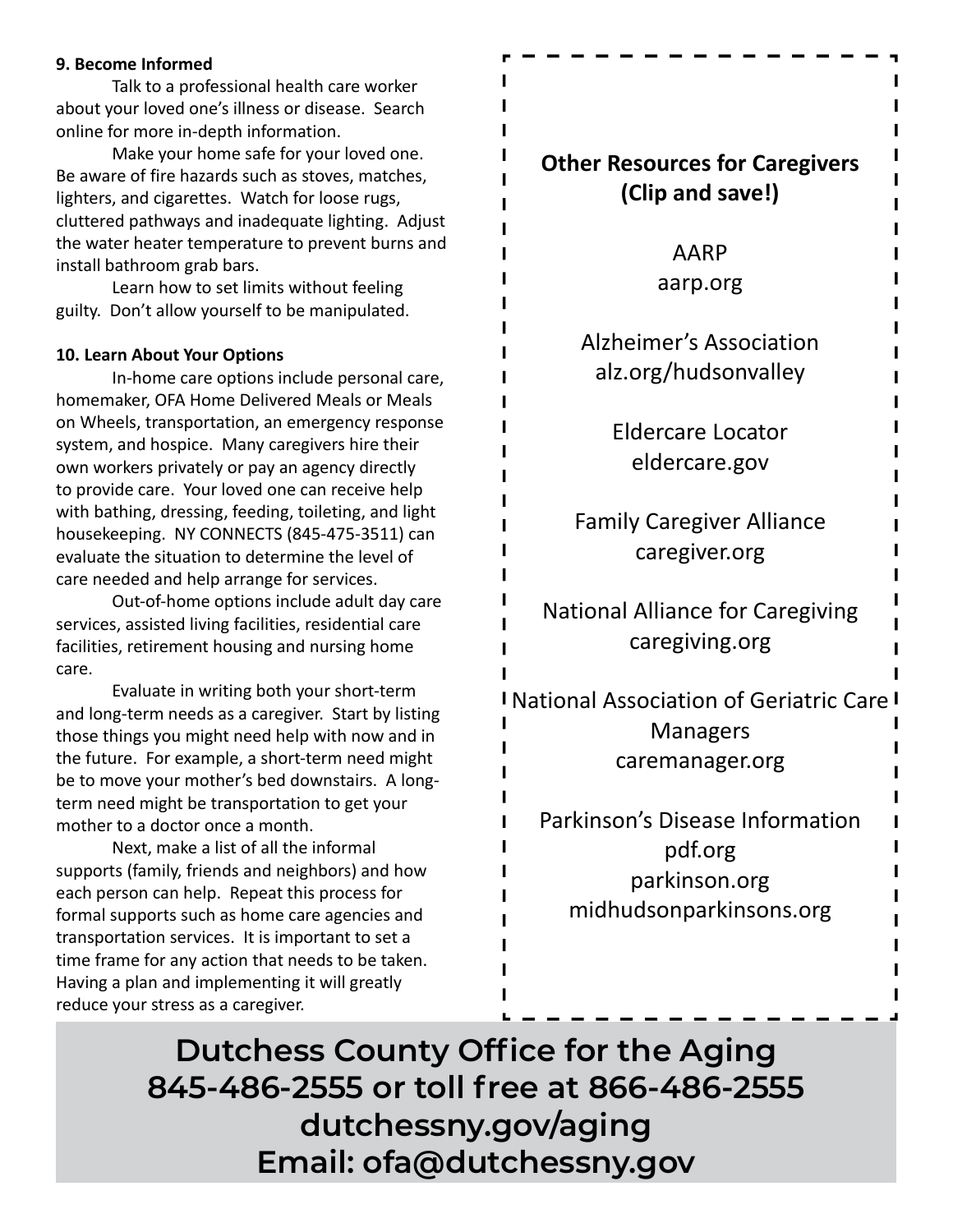**9. Become Informed**

Talk to a professional health care worker about your loved one's illness or disease. Search online for more in-depth information.

Make your home safe for your loved one. Be aware of fire hazards such as stoves, matches, lighters, and cigarettes. Watch for loose rugs, cluttered pathways and inadequate lighting. Adjust the water heater temperature to prevent burns and install bathroom grab bars.

Learn how to set limits without feeling guilty. Don't allow yourself to be manipulated.

**10. Learn About Your Options**

In-home care options include personal care, homemaker, OFA Home Delivered Meals or Meals on Wheels, transportation, an emergency response system, and hospice. Many caregivers hire their own workers privately or pay an agency directly to provide care. Your loved one can receive help with bathing, dressing, feeding, toileting, and light housekeeping. NY CONNECTS (845-475-3511) can evaluate the situation to determine the level of care needed and help arrange for services.

Out-of-home options include adult day care services, assisted living facilities, residential care facilities, retirement housing and nursing home care.

Evaluate in writing both your short-term and long-term needs as a caregiver. Start by listing those things you might need help with now and in the future. For example, a short-term need might be to move your mother's bed downstairs. A long-term need might be transportation to get your mother to a doctor once a month.

Next, make a list of all the informal supports (family, friends and neighbors) and how each person can help. Repeat this process for formal supports such as home care agencies and transportation services. It is important to set a time frame for any action that needs to be taken. Having a plan and implementing it will greatly reduce your stress as a caregiver.

**Other Resources for Caregivers (Clip and save!)**

AARP
aarp.org

Alzheimer's Association
alz.org/hudsonvalley

Eldercare Locator
eldercare.gov

Family Caregiver Alliance
caregiver.org

National Alliance for Caregiving
caregiving.org

National Association of Geriatric Care Managers
caremanager.org

Parkinson's Disease Information
pdf.org
parkinson.org
midhudsonparkinsons.org

**Dutchess County Office for the Aging**
**845-486-2555 or toll free at 866-486-2555**
**dutchessny.gov/aging**
**Email: ofa@dutchessny.gov**